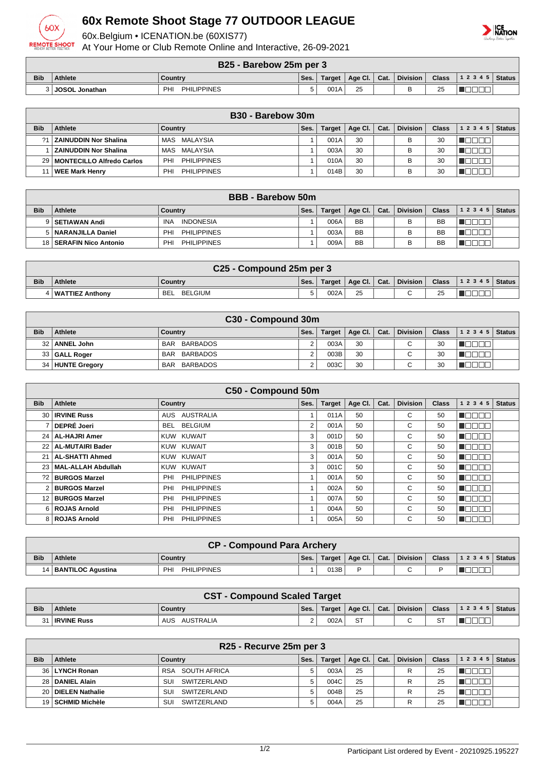# 60x Remote Shoot Stage 77 OUTDOOR LEAGUE

60x.Belgium • ICENATION.be (60XIS77)

At Your Home or Club Remote Online and Interactive, 26-09-2021

| B25 - Barebow 25m per 3 | | | | | | | | | | |
|---|---|---|---|---|---|---|---|---|---|---|
| Bib | Athlete | Country | Ses. | Target | Age Cl. | Cat. | Division | Class | 1 2 3 4 5 | Status |
| 3 | JOSOL Jonathan | PHI PHILIPPINES | 5 | 001A | 25 | | B | 25 | | |

| B30 - Barebow 30m | | | | | | | | | | |
|---|---|---|---|---|---|---|---|---|---|---|
| Bib | Athlete | Country | Ses. | Target | Age Cl. | Cat. | Division | Class | 1 2 3 4 5 | Status |
| ?1 | ZAINUDDIN Nor Shalina | MAS MALAYSIA | 1 | 001A | 30 | | B | 30 | | |
| 1 | ZAINUDDIN Nor Shalina | MAS MALAYSIA | 1 | 003A | 30 | | B | 30 | | |
| 29 | MONTECILLO Alfredo Carlos | PHI PHILIPPINES | 1 | 010A | 30 | | B | 30 | | |
| 11 | WEE Mark Henry | PHI PHILIPPINES | 1 | 014B | 30 | | B | 30 | | |

| BBB - Barebow 50m | | | | | | | | | | |
|---|---|---|---|---|---|---|---|---|---|---|
| Bib | Athlete | Country | Ses. | Target | Age Cl. | Cat. | Division | Class | 1 2 3 4 5 | Status |
| 9 | SETIAWAN Andi | INA INDONESIA | 1 | 006A | BB | | B | BB | | |
| 5 | NARANJILLA Daniel | PHI PHILIPPINES | 1 | 003A | BB | | B | BB | | |
| 18 | SERAFIN Nico Antonio | PHI PHILIPPINES | 1 | 009A | BB | | B | BB | | |

| C25 - Compound 25m per 3 | | | | | | | | | | |
|---|---|---|---|---|---|---|---|---|---|---|
| Bib | Athlete | Country | Ses. | Target | Age Cl. | Cat. | Division | Class | 1 2 3 4 5 | Status |
| 4 | WATTIEZ Anthony | BEL BELGIUM | 5 | 002A | 25 | | C | 25 | | |

| C30 - Compound 30m | | | | | | | | | | |
|---|---|---|---|---|---|---|---|---|---|---|
| Bib | Athlete | Country | Ses. | Target | Age Cl. | Cat. | Division | Class | 1 2 3 4 5 | Status |
| 32 | ANNEL John | BAR BARBADOS | 2 | 003A | 30 | | C | 30 | | |
| 33 | GALL Roger | BAR BARBADOS | 2 | 003B | 30 | | C | 30 | | |
| 34 | HUNTE Gregory | BAR BARBADOS | 2 | 003C | 30 | | C | 30 | | |

| C50 - Compound 50m | | | | | | | | | | |
|---|---|---|---|---|---|---|---|---|---|---|
| Bib | Athlete | Country | Ses. | Target | Age Cl. | Cat. | Division | Class | 1 2 3 4 5 | Status |
| 30 | IRVINE Russ | AUS AUSTRALIA | 1 | 011A | 50 | | C | 50 | | |
| 7 | DEPRÉ Joeri | BEL BELGIUM | 2 | 001A | 50 | | C | 50 | | |
| 24 | AL-HAJRI Amer | KUW KUWAIT | 3 | 001D | 50 | | C | 50 | | |
| 22 | AL-MUTAIRI Bader | KUW KUWAIT | 3 | 001B | 50 | | C | 50 | | |
| 21 | AL-SHATTI Ahmed | KUW KUWAIT | 3 | 001A | 50 | | C | 50 | | |
| 23 | MAL-ALLAH Abdullah | KUW KUWAIT | 3 | 001C | 50 | | C | 50 | | |
| ?2 | BURGOS Marzel | PHI PHILIPPINES | 1 | 001A | 50 | | C | 50 | | |
| 2 | BURGOS Marzel | PHI PHILIPPINES | 1 | 002A | 50 | | C | 50 | | |
| 12 | BURGOS Marzel | PHI PHILIPPINES | 1 | 007A | 50 | | C | 50 | | |
| 6 | ROJAS Arnold | PHI PHILIPPINES | 1 | 004A | 50 | | C | 50 | | |
| 8 | ROJAS Arnold | PHI PHILIPPINES | 1 | 005A | 50 | | C | 50 | | |

| CP - Compound Para Archery | | | | | | | | | | |
|---|---|---|---|---|---|---|---|---|---|---|
| Bib | Athlete | Country | Ses. | Target | Age Cl. | Cat. | Division | Class | 1 2 3 4 5 | Status |
| 14 | BANTILOC Agustina | PHI PHILIPPINES | 1 | 013B | P | | C | P | | |

| CST - Compound Scaled Target | | | | | | | | | | |
|---|---|---|---|---|---|---|---|---|---|---|
| Bib | Athlete | Country | Ses. | Target | Age Cl. | Cat. | Division | Class | 1 2 3 4 5 | Status |
| 31 | IRVINE Russ | AUS AUSTRALIA | 2 | 002A | ST | | C | ST | | |

| R25 - Recurve 25m per 3 | | | | | | | | | | |
|---|---|---|---|---|---|---|---|---|---|---|
| Bib | Athlete | Country | Ses. | Target | Age Cl. | Cat. | Division | Class | 1 2 3 4 5 | Status |
| 36 | LYNCH Ronan | RSA SOUTH AFRICA | 5 | 003A | 25 | | R | 25 | | |
| 28 | DANIEL Alain | SUI SWITZERLAND | 5 | 004C | 25 | | R | 25 | | |
| 20 | DIELEN Nathalie | SUI SWITZERLAND | 5 | 004B | 25 | | R | 25 | | |
| 19 | SCHMID Michèle | SUI SWITZERLAND | 5 | 004A | 25 | | R | 25 | | |

Participant List ordered by Event - 20210925.195227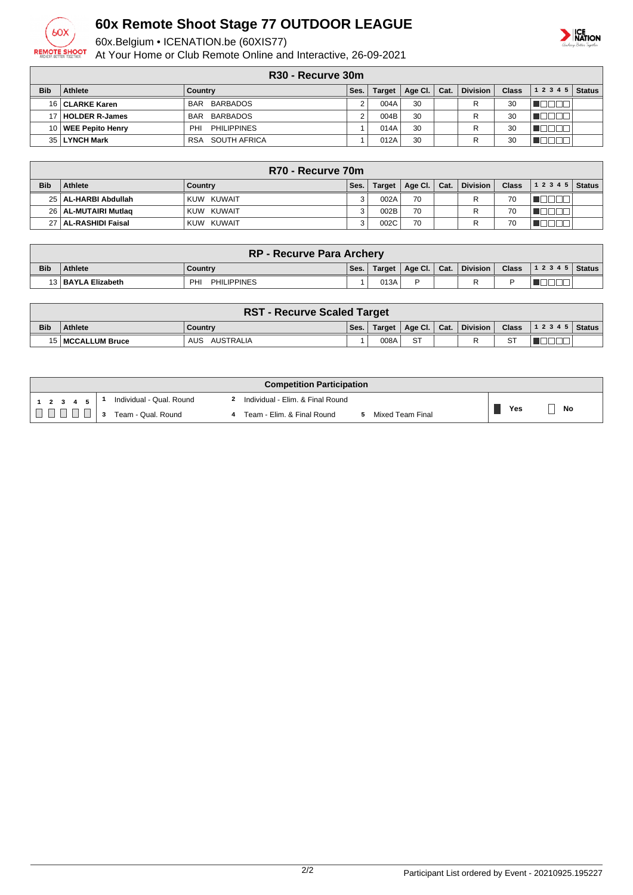# 60x Remote Shoot Stage 77 OUTDOOR LEAGUE

60x.Belgium • ICENATION.be (60XIS77)

At Your Home or Club Remote Online and Interactive, 26-09-2021

| R30 - Recurve 30m | | | | | | | | | | |
|---|---|---|---|---|---|---|---|---|---|---|
| **Bib** | **Athlete** | **Country** | **Ses.** | **Target** | **Age Cl.** | **Cat.** | **Division** | **Class** | **1 2 3 4 5** | **Status** |
| 16 | **CLARKE Karen** | BAR BARBADOS | 2 | 004A | 30 | | R | 30 | ■□□□□ | |
| 17 | **HOLDER R-James** | BAR BARBADOS | 2 | 004B | 30 | | R | 30 | ■□□□□ | |
| 10 | **WEE Pepito Henry** | PHI PHILIPPINES | 1 | 014A | 30 | | R | 30 | ■□□□□ | |
| 35 | **LYNCH Mark** | RSA SOUTH AFRICA | 1 | 012A | 30 | | R | 30 | ■□□□□ | |

| R70 - Recurve 70m | | | | | | | | | | |
|---|---|---|---|---|---|---|---|---|---|---|
| **Bib** | **Athlete** | **Country** | **Ses.** | **Target** | **Age Cl.** | **Cat.** | **Division** | **Class** | **1 2 3 4 5** | **Status** |
| 25 | **AL-HARBI Abdullah** | KUW KUWAIT | 3 | 002A | 70 | | R | 70 | ■□□□□ | |
| 26 | **AL-MUTAIRI Mutlaq** | KUW KUWAIT | 3 | 002B | 70 | | R | 70 | ■□□□□ | |
| 27 | **AL-RASHIDI Faisal** | KUW KUWAIT | 3 | 002C | 70 | | R | 70 | ■□□□□ | |

| RP - Recurve Para Archery | | | | | | | | | | |
|---|---|---|---|---|---|---|---|---|---|---|
| **Bib** | **Athlete** | **Country** | **Ses.** | **Target** | **Age Cl.** | **Cat.** | **Division** | **Class** | **1 2 3 4 5** | **Status** |
| 13 | **BAYLA Elizabeth** | PHI PHILIPPINES | 1 | 013A | P | | R | P | ■□□□□ | |

| RST - Recurve Scaled Target | | | | | | | | | | |
|---|---|---|---|---|---|---|---|---|---|---|
| **Bib** | **Athlete** | **Country** | **Ses.** | **Target** | **Age Cl.** | **Cat.** | **Division** | **Class** | **1 2 3 4 5** | **Status** |
| 15 | **MCCALLUM Bruce** | AUS AUSTRALIA | 1 | 008A | ST | | R | ST | ■□□□□ | |

| Competition Participation | | | |
|---|---|---|---|
| 1 2 3 4 5 | 1 Individual - Qual. Round | 2 Individual - Elim. & Final Round | ■ Yes |
| □ □ □ □ □ | 3 Team - Qual. Round | 4 Team - Elim. & Final Round 5 Mixed Team Final | □ No |

Participant List ordered by Event - 20210925.195227